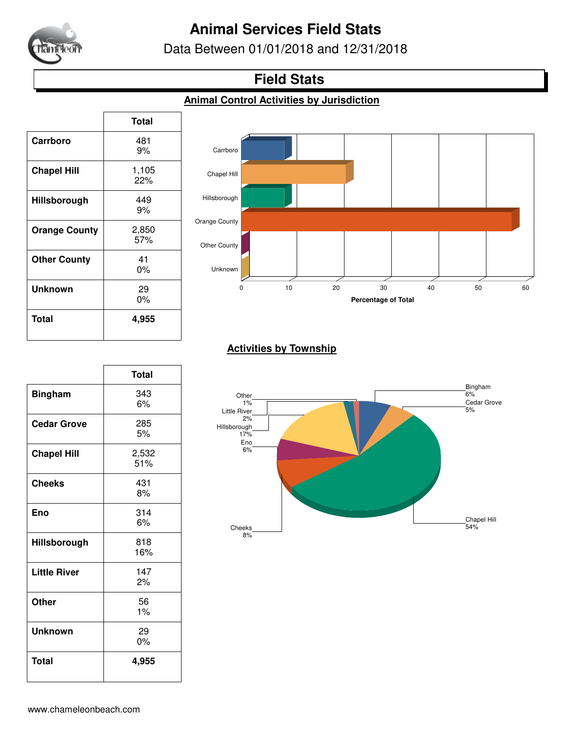# Animal Services Field Stats

Data Between 01/01/2018 and 12/31/2018

## Field Stats

### Animal Control Activities by Jurisdiction

| | Total |
|---|---|
| **Carrboro** | 481<br>9% |
| **Chapel Hill** | 1,105<br>22% |
| **Hillsborough** | 449<br>9% |
| **Orange County** | 2,850<br>57% |
| **Other County** | 41<br>0% |
| **Unknown** | 29<br>0% |
| **Total** | **4,955** |

### Activities by Township

| | Total |
|---|---|
| **Bingham** | 343<br>6% |
| **Cedar Grove** | 285<br>5% |
| **Chapel Hill** | 2,532<br>51% |
| **Cheeks** | 431<br>8% |
| **Eno** | 314<br>6% |
| **Hillsborough** | 818<br>16% |
| **Little River** | 147<br>2% |
| **Other** | 56<br>1% |
| **Unknown** | 29<br>0% |
| **Total** | **4,955** |

www.chameleonbeach.com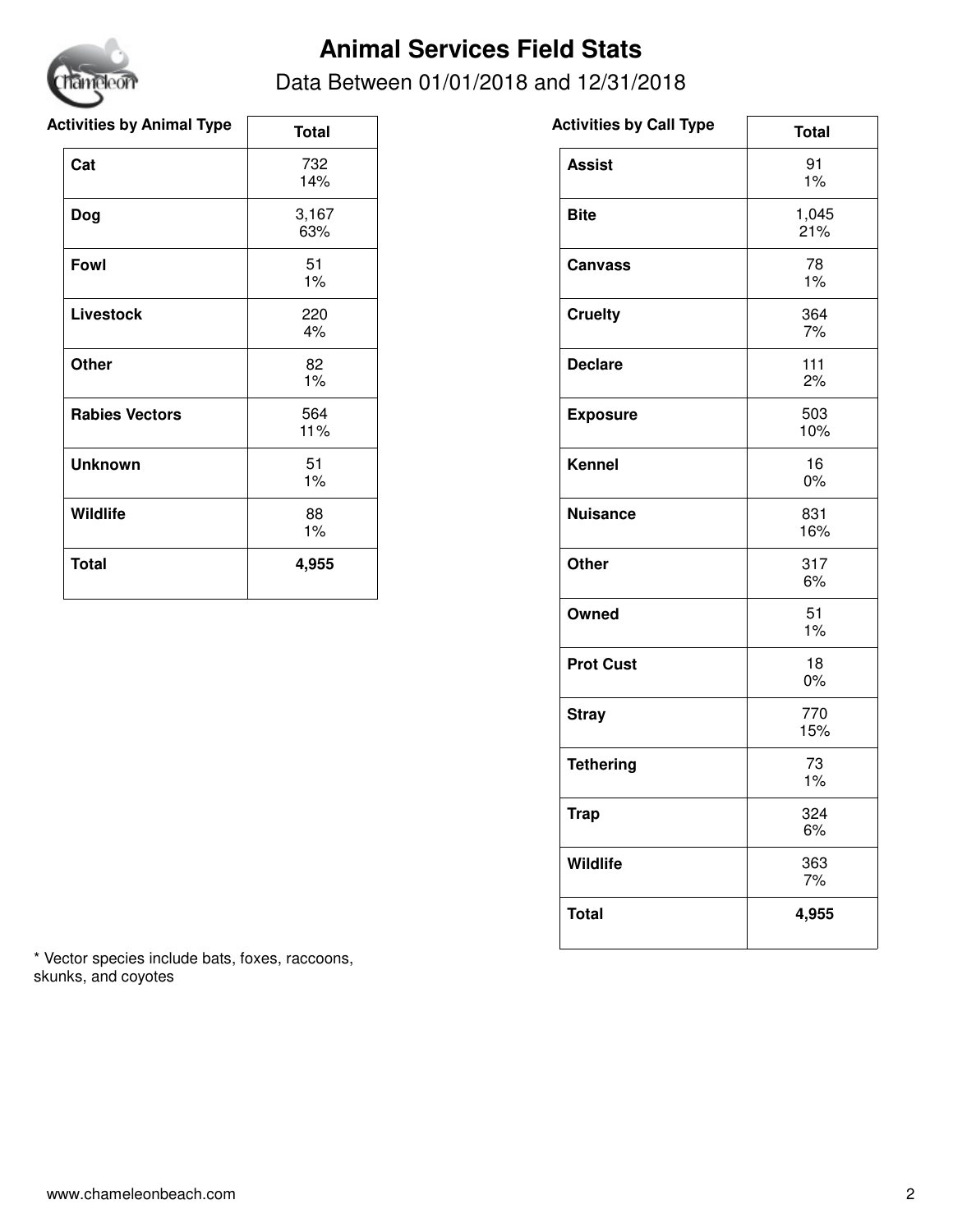# Animal Services Field Stats

Data Between 01/01/2018 and 12/31/2018

| Activities by Animal Type | Total |
|---|---|
| **Cat** | 732<br>14% |
| **Dog** | 3,167<br>63% |
| **Fowl** | 51<br>1% |
| **Livestock** | 220<br>4% |
| **Other** | 82<br>1% |
| **Rabies Vectors** | 564<br>11% |
| **Unknown** | 51<br>1% |
| **Wildlife** | 88<br>1% |
| **Total** | **4,955** |

| Activities by Call Type | Total |
|---|---|
| **Assist** | 91<br>1% |
| **Bite** | 1,045<br>21% |
| **Canvass** | 78<br>1% |
| **Cruelty** | 364<br>7% |
| **Declare** | 111<br>2% |
| **Exposure** | 503<br>10% |
| **Kennel** | 16<br>0% |
| **Nuisance** | 831<br>16% |
| **Other** | 317<br>6% |
| **Owned** | 51<br>1% |
| **Prot Cust** | 18<br>0% |
| **Stray** | 770<br>15% |
| **Tethering** | 73<br>1% |
| **Trap** | 324<br>6% |
| **Wildlife** | 363<br>7% |
| **Total** | **4,955** |

* Vector species include bats, foxes, raccoons, skunks, and coyotes

www.chameleonbeach.com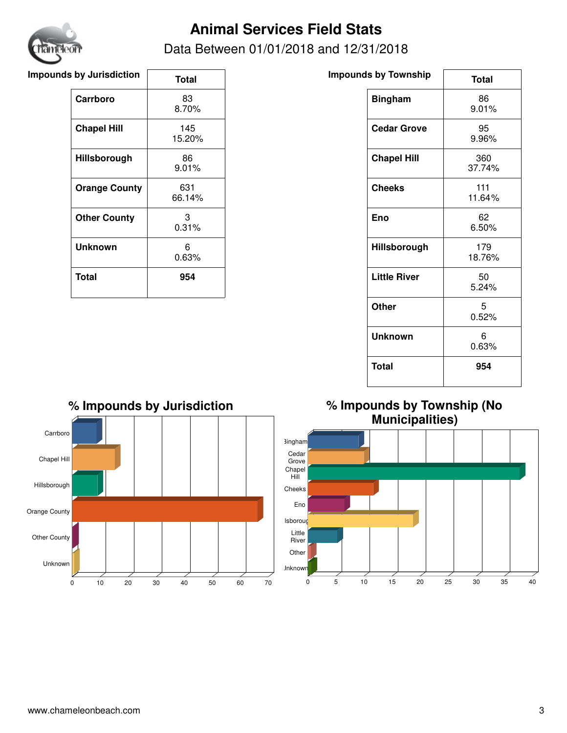# Animal Services Field Stats

Data Between 01/01/2018 and 12/31/2018

**Impounds by Jurisdiction**

| | Total |
|---|---|
| **Carrboro** | 83<br>8.70% |
| **Chapel Hill** | 145<br>15.20% |
| **Hillsborough** | 86<br>9.01% |
| **Orange County** | 631<br>66.14% |
| **Other County** | 3<br>0.31% |
| **Unknown** | 6<br>0.63% |
| **Total** | **954** |

**Impounds by Township**

| | Total |
|---|---|
| **Bingham** | 86<br>9.01% |
| **Cedar Grove** | 95<br>9.96% |
| **Chapel Hill** | 360<br>37.74% |
| **Cheeks** | 111<br>11.64% |
| **Eno** | 62<br>6.50% |
| **Hillsborough** | 179<br>18.76% |
| **Little River** | 50<br>5.24% |
| **Other** | 5<br>0.52% |
| **Unknown** | 6<br>0.63% |
| **Total** | **954** |

## % Impounds by Jurisdiction

Carrboro
Chapel Hill
Hillsborough
Orange County
Other County
Unknown

0 10 20 30 40 50 60 70

## % Impounds by Township (No Municipalities)

Bingham
Cedar Grove
Chapel Hill
Cheeks
Eno
Hillsborough
Little River
Other
Unknown

0 5 10 15 20 25 30 35 40

www.chameleonbeach.com